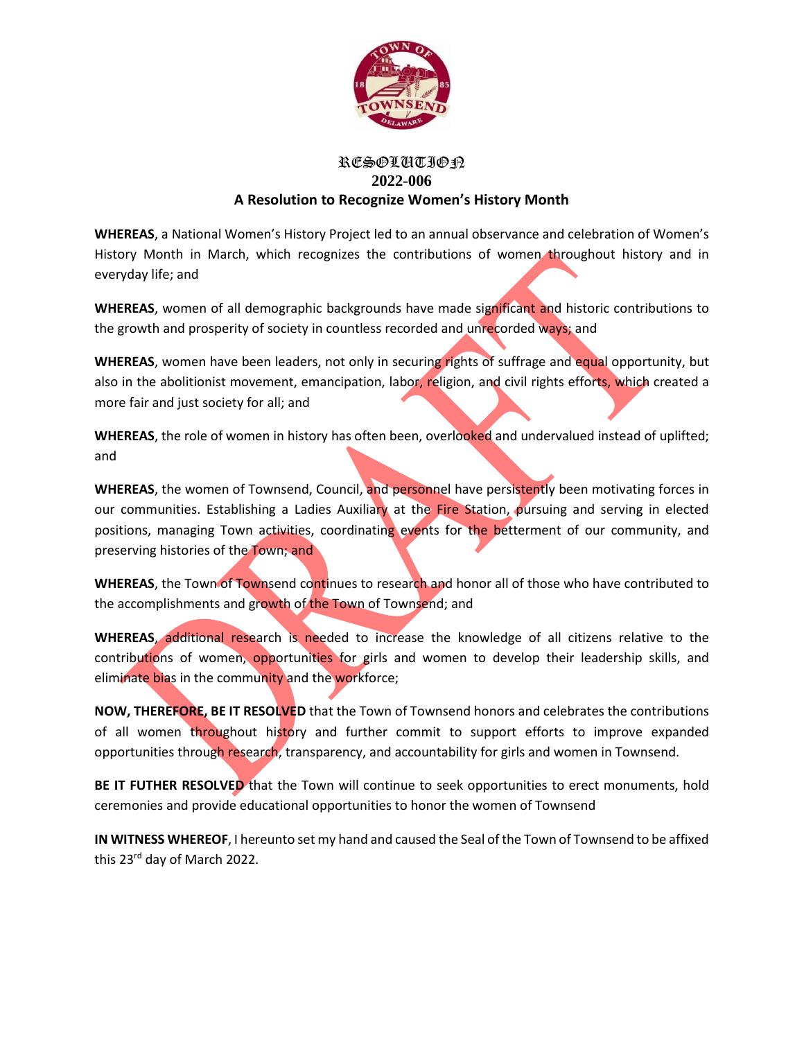# RESOLUTION
## 2022-006
## A Resolution to Recognize Women's History Month

**WHEREAS**, a National Women's History Project led to an annual observance and celebration of Women's History Month in March, which recognizes the contributions of women throughout history and in everyday life; and

**WHEREAS**, women of all demographic backgrounds have made significant and historic contributions to the growth and prosperity of society in countless recorded and unrecorded ways; and

**WHEREAS**, women have been leaders, not only in securing rights of suffrage and equal opportunity, but also in the abolitionist movement, emancipation, labor, religion, and civil rights efforts, which created a more fair and just society for all; and

**WHEREAS**, the role of women in history has often been, overlooked and undervalued instead of uplifted; and

**WHEREAS**, the women of Townsend, Council, and personnel have persistently been motivating forces in our communities. Establishing a Ladies Auxiliary at the Fire Station, pursuing and serving in elected positions, managing Town activities, coordinating events for the betterment of our community, and preserving histories of the Town; and

**WHEREAS**, the Town of Townsend continues to research and honor all of those who have contributed to the accomplishments and growth of the Town of Townsend; and

**WHEREAS**, additional research is needed to increase the knowledge of all citizens relative to the contributions of women, opportunities for girls and women to develop their leadership skills, and eliminate bias in the community and the workforce;

**NOW, THEREFORE, BE IT RESOLVED** that the Town of Townsend honors and celebrates the contributions of all women throughout history and further commit to support efforts to improve expanded opportunities through research, transparency, and accountability for girls and women in Townsend.

**BE IT FUTHER RESOLVED** that the Town will continue to seek opportunities to erect monuments, hold ceremonies and provide educational opportunities to honor the women of Townsend

**IN WITNESS WHEREOF**, I hereunto set my hand and caused the Seal of the Town of Townsend to be affixed this 23rd day of March 2022.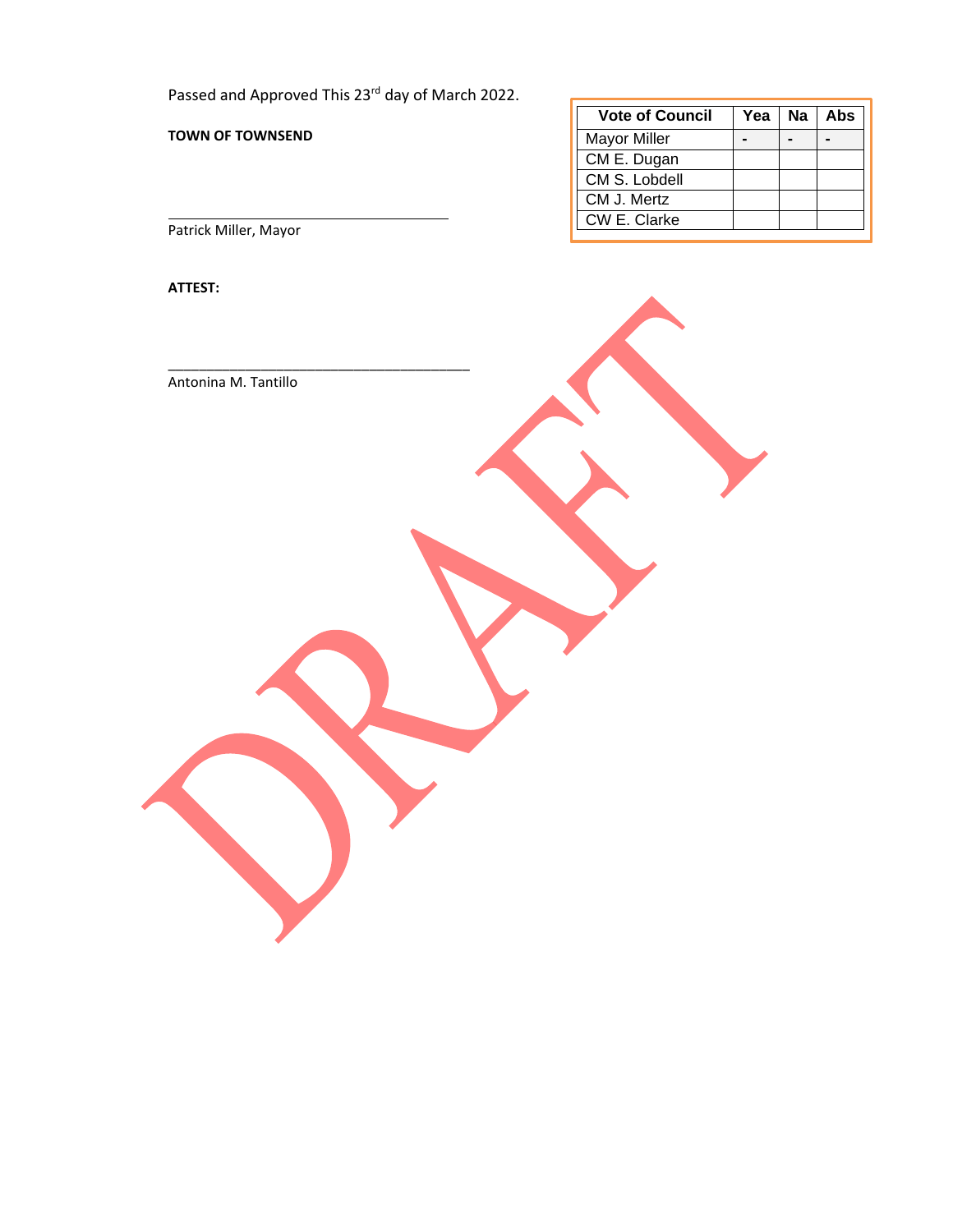Passed and Approved This 23rd day of March 2022.

**TOWN OF TOWNSEND**

\_\_\_\_\_\_\_\_\_\_\_\_\_\_\_\_\_\_\_\_\_\_\_\_\_\_\_\_\_\_\_\_\_\_\_\_\_\_\_\_

Patrick Miller, Mayor

| Vote of Council | Yea | Na | Abs |
|---|---|---|---|
| Mayor Miller | - | - | - |
| CM E. Dugan | | | |
| CM S. Lobdell | | | |
| CM J. Mertz | | | |
| CW E. Clarke | | | |

**ATTEST:**

\_\_\_\_\_\_\_\_\_\_\_\_\_\_\_\_\_\_\_\_\_\_\_\_\_\_\_\_\_\_\_\_\_\_\_\_\_\_\_\_

Antonina M. Tantillo

DRAFT